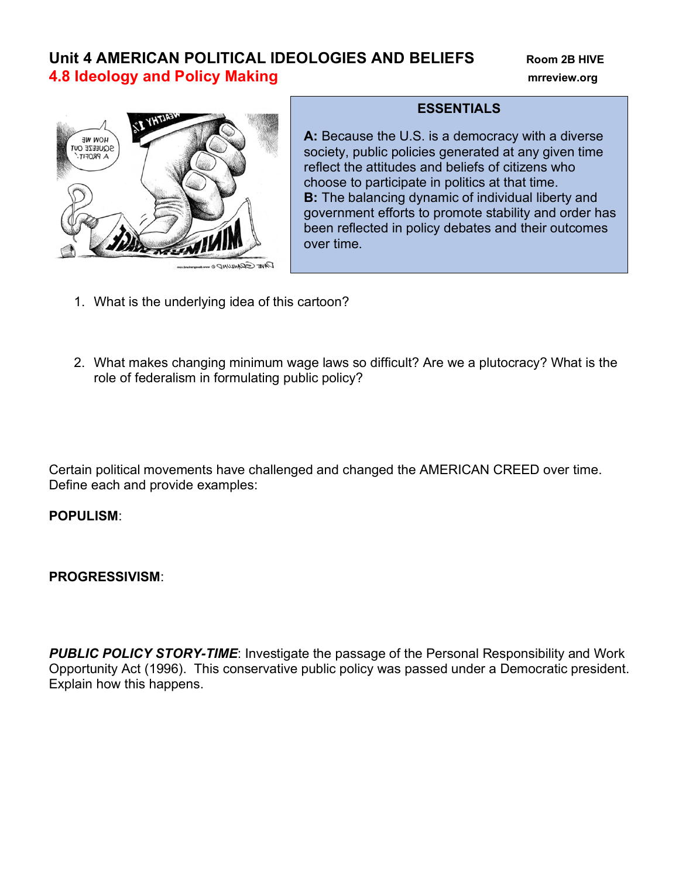# Unit 4 AMERICAN POLITICAL IDEOLOGIES AND BELIEFS

Room 2B HIVE

## 4.8 Ideology and Policy Making

mrreview.org

**ESSENTIALS**

**A:** Because the U.S. is a democracy with a diverse society, public policies generated at any given time reflect the attitudes and beliefs of citizens who choose to participate in politics at that time.

**B:** The balancing dynamic of individual liberty and government efforts to promote stability and order has been reflected in policy debates and their outcomes over time.

1. What is the underlying idea of this cartoon?

2. What makes changing minimum wage laws so difficult? Are we a plutocracy? What is the role of federalism in formulating public policy?

Certain political movements have challenged and changed the AMERICAN CREED over time. Define each and provide examples:

**POPULISM**:

**PROGRESSIVISM**:

***PUBLIC POLICY STORY-TIME***: Investigate the passage of the Personal Responsibility and Work Opportunity Act (1996). This conservative public policy was passed under a Democratic president. Explain how this happens.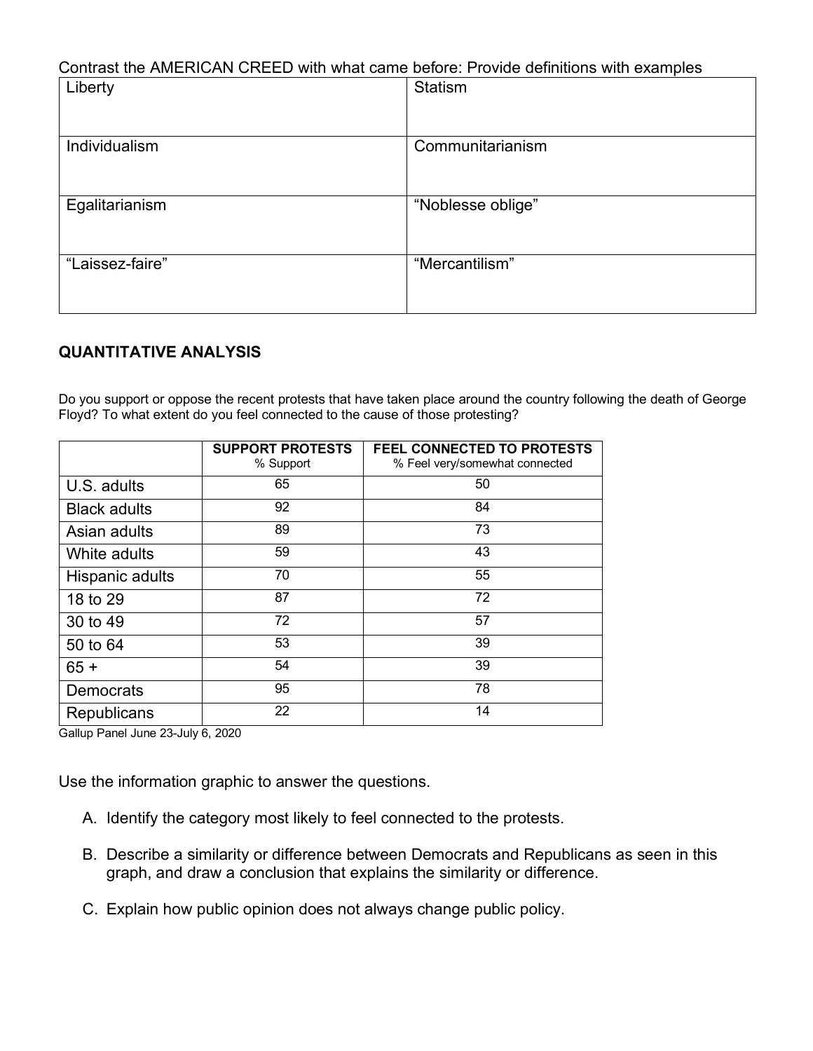Contrast the AMERICAN CREED with what came before: Provide definitions with examples

| | |
|---|---|
| Liberty | Statism |
| Individualism | Communitarianism |
| Egalitarianism | "Noblesse oblige" |
| "Laissez-faire" | "Mercantilism" |

**QUANTITATIVE ANALYSIS**

Do you support or oppose the recent protests that have taken place around the country following the death of George Floyd? To what extent do you feel connected to the cause of those protesting?

| | **SUPPORT PROTESTS** % Support | **FEEL CONNECTED TO PROTESTS** % Feel very/somewhat connected |
|---|---|---|
| U.S. adults | 65 | 50 |
| Black adults | 92 | 84 |
| Asian adults | 89 | 73 |
| White adults | 59 | 43 |
| Hispanic adults | 70 | 55 |
| 18 to 29 | 87 | 72 |
| 30 to 49 | 72 | 57 |
| 50 to 64 | 53 | 39 |
| 65 + | 54 | 39 |
| Democrats | 95 | 78 |
| Republicans | 22 | 14 |

Gallup Panel June 23-July 6, 2020

Use the information graphic to answer the questions.

A. Identify the category most likely to feel connected to the protests.

B. Describe a similarity or difference between Democrats and Republicans as seen in this graph, and draw a conclusion that explains the similarity or difference.

C. Explain how public opinion does not always change public policy.